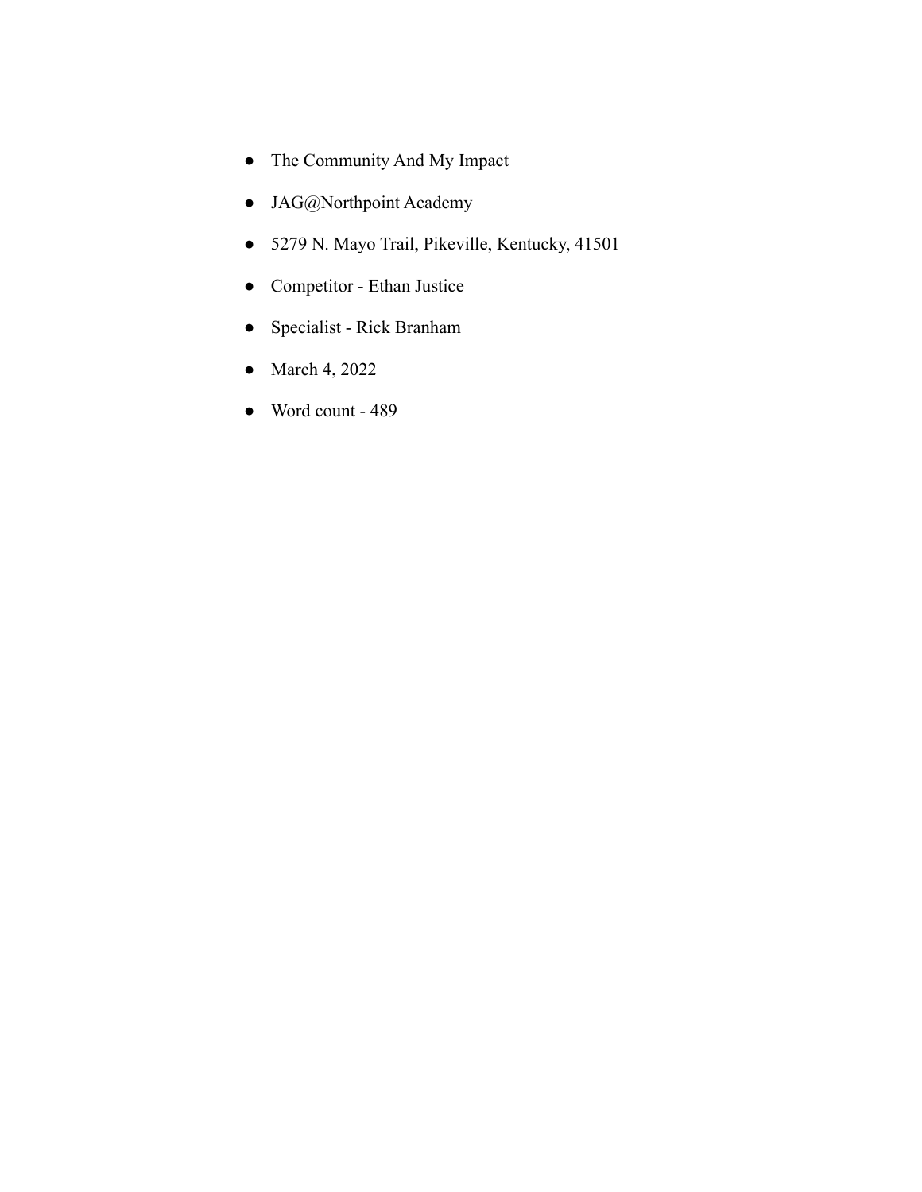- The Community And My Impact
- JAG@Northpoint Academy
- 5279 N. Mayo Trail, Pikeville, Kentucky, 41501
- Competitor - Ethan Justice
- Specialist - Rick Branham
- March 4, 2022
- Word count - 489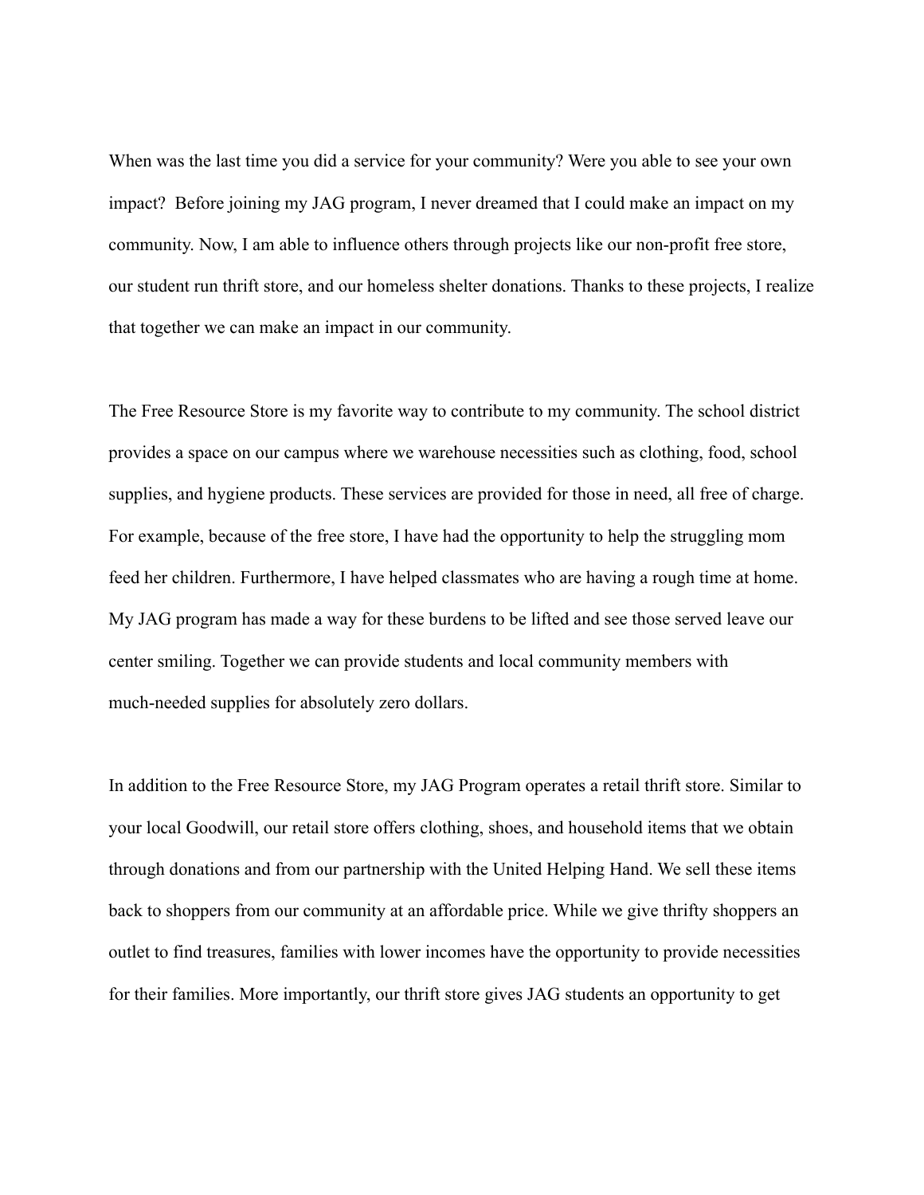When was the last time you did a service for your community? Were you able to see your own impact? Before joining my JAG program, I never dreamed that I could make an impact on my community. Now, I am able to influence others through projects like our non-profit free store, our student run thrift store, and our homeless shelter donations. Thanks to these projects, I realize that together we can make an impact in our community.

The Free Resource Store is my favorite way to contribute to my community. The school district provides a space on our campus where we warehouse necessities such as clothing, food, school supplies, and hygiene products. These services are provided for those in need, all free of charge. For example, because of the free store, I have had the opportunity to help the struggling mom feed her children. Furthermore, I have helped classmates who are having a rough time at home. My JAG program has made a way for these burdens to be lifted and see those served leave our center smiling. Together we can provide students and local community members with much-needed supplies for absolutely zero dollars.

In addition to the Free Resource Store, my JAG Program operates a retail thrift store. Similar to your local Goodwill, our retail store offers clothing, shoes, and household items that we obtain through donations and from our partnership with the United Helping Hand. We sell these items back to shoppers from our community at an affordable price. While we give thrifty shoppers an outlet to find treasures, families with lower incomes have the opportunity to provide necessities for their families. More importantly, our thrift store gives JAG students an opportunity to get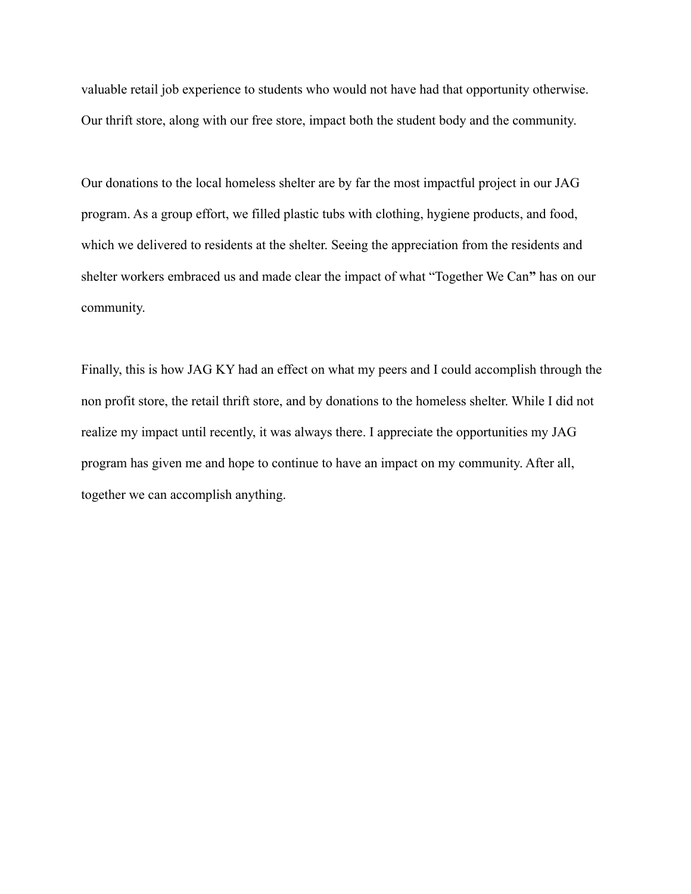valuable retail job experience to students who would not have had that opportunity otherwise. Our thrift store, along with our free store, impact both the student body and the community.

Our donations to the local homeless shelter are by far the most impactful project in our JAG program. As a group effort, we filled plastic tubs with clothing, hygiene products, and food, which we delivered to residents at the shelter. Seeing the appreciation from the residents and shelter workers embraced us and made clear the impact of what "Together We Can**"** has on our community.

Finally, this is how JAG KY had an effect on what my peers and I could accomplish through the non profit store, the retail thrift store, and by donations to the homeless shelter. While I did not realize my impact until recently, it was always there. I appreciate the opportunities my JAG program has given me and hope to continue to have an impact on my community. After all, together we can accomplish anything.